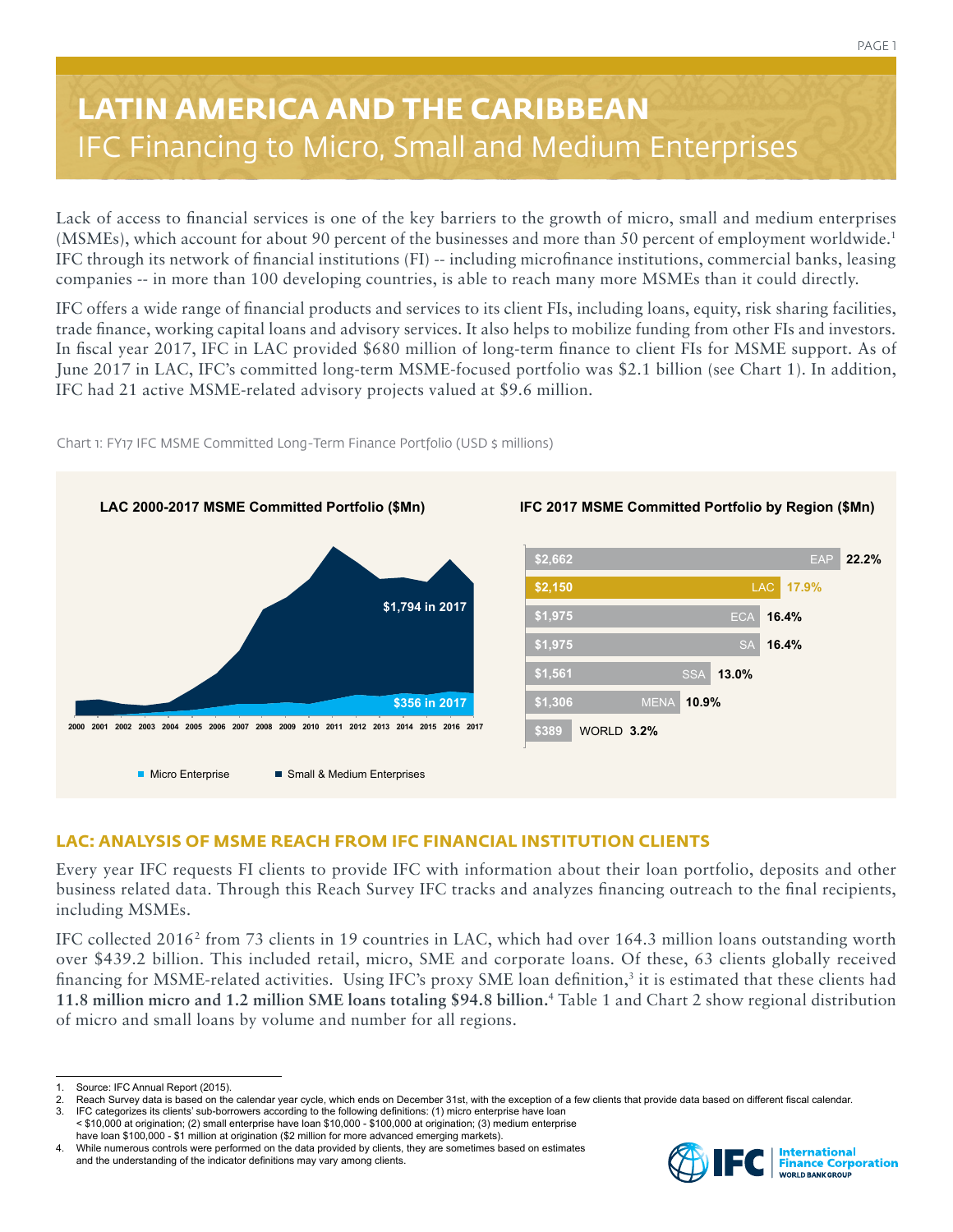# LATIN AMERICA AND THE CARIBBEAN

## IFC Financing to Micro, Small and Medium Enterprises

Lack of access to financial services is one of the key barriers to the growth of micro, small and medium enterprises (MSMEs), which account for about 90 percent of the businesses and more than 50 percent of employment worldwide.[1] IFC through its network of financial institutions (FI) -- including microfinance institutions, commercial banks, leasing companies -- in more than 100 developing countries, is able to reach many more MSMEs than it could directly.

IFC offers a wide range of financial products and services to its client FIs, including loans, equity, risk sharing facilities, trade finance, working capital loans and advisory services. It also helps to mobilize funding from other FIs and investors. In fiscal year 2017, IFC in LAC provided $680 million of long-term finance to client FIs for MSME support. As of June 2017 in LAC, IFC's committed long-term MSME-focused portfolio was $2.1 billion (see Chart 1). In addition, IFC had 21 active MSME-related advisory projects valued at $9.6 million.

Chart 1: FY17 IFC MSME Committed Long-Term Finance Portfolio (USD $ millions)

**LAC 2000-2017 MSME Committed Portfolio ($Mn)**

- $1,794 in 2017 (Small & Medium Enterprises)
- $356 in 2017 (Micro Enterprise)

**IFC 2017 MSME Committed Portfolio by Region ($Mn)**

| Region | $Mn | Share |
|---|---|---|
| EAP | $2,662 | 22.2% |
| LAC | $2,150 | 17.9% |
| ECA | $1,975 | 16.4% |
| SA | $1,975 | 16.4% |
| SSA | $1,561 | 13.0% |
| MENA | $1,306 | 10.9% |
| WORLD | $389 | 3.2% |

## LAC: ANALYSIS OF MSME REACH FROM IFC FINANCIAL INSTITUTION CLIENTS

Every year IFC requests FI clients to provide IFC with information about their loan portfolio, deposits and other business related data. Through this Reach Survey IFC tracks and analyzes financing outreach to the final recipients, including MSMEs.

IFC collected 2016[2] from 73 clients in 19 countries in LAC, which had over 164.3 million loans outstanding worth over $439.2 billion. This included retail, micro, SME and corporate loans. Of these, 63 clients globally received financing for MSME-related activities. Using IFC's proxy SME loan definition,[3] it is estimated that these clients had **11.8 million micro and 1.2 million SME loans totaling $94.8 billion.**[4] Table 1 and Chart 2 show regional distribution of micro and small loans by volume and number for all regions.

1. Source: IFC Annual Report (2015).
2. Reach Survey data is based on the calendar year cycle, which ends on December 31st, with the exception of a few clients that provide data based on different fiscal calendar.
3. IFC categorizes its clients' sub-borrowers according to the following definitions: (1) micro enterprise have loan < $10,000 at origination; (2) small enterprise have loan $10,000 - $100,000 at origination; (3) medium enterprise have loan $100,000 - $1 million at origination ($2 million for more advanced emerging markets).
4. While numerous controls were performed on the data provided by clients, they are sometimes based on estimates and the understanding of the indicator definitions may vary among clients.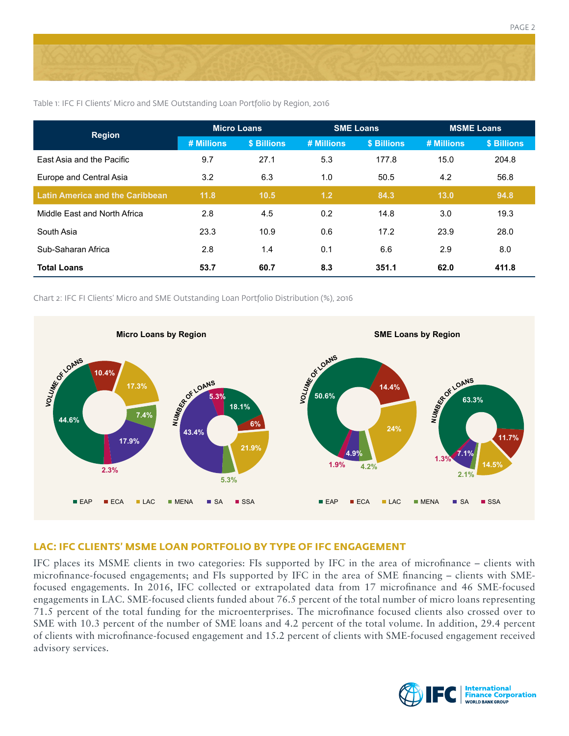Table 1: IFC FI Clients' Micro and SME Outstanding Loan Portfolio by Region, 2016

| Region | Micro Loans | | SME Loans | | MSME Loans | |
|---|---|---|---|---|---|---|
| | # Millions | $ Billions | # Millions | $ Billions | # Millions | $ Billions |
| East Asia and the Pacific | 9.7 | 27.1 | 5.3 | 177.8 | 15.0 | 204.8 |
| Europe and Central Asia | 3.2 | 6.3 | 1.0 | 50.5 | 4.2 | 56.8 |
| Latin America and the Caribbean | 11.8 | 10.5 | 1.2 | 84.3 | 13.0 | 94.8 |
| Middle East and North Africa | 2.8 | 4.5 | 0.2 | 14.8 | 3.0 | 19.3 |
| South Asia | 23.3 | 10.9 | 0.6 | 17.2 | 23.9 | 28.0 |
| Sub-Saharan Africa | 2.8 | 1.4 | 0.1 | 6.6 | 2.9 | 8.0 |
| **Total Loans** | **53.7** | **60.7** | **8.3** | **351.1** | **62.0** | **411.8** |

Chart 2: IFC FI Clients' Micro and SME Outstanding Loan Portfolio Distribution (%), 2016

**Micro Loans by Region**

| Region | Volume of Loans | Number of Loans |
|---|---|---|
| EAP | 44.6% | 18.1% |
| ECA | 10.4% | 6% |
| LAC | 17.3% | 21.9% |
| MENA | 7.4% | 5.3% |
| SA | 17.9% | 43.4% |
| SSA | 2.3% | 5.3% |

**SME Loans by Region**

| Region | Volume of Loans | Number of Loans |
|---|---|---|
| EAP | 50.6% | 63.3% |
| ECA | 14.4% | 11.7% |
| LAC | 24% | 14.5% |
| MENA | 4.2% | 2.1% |
| SA | 4.9% | 7.1% |
| SSA | 1.9% | 1.3% |

## LAC: IFC CLIENTS' MSME LOAN PORTFOLIO BY TYPE OF IFC ENGAGEMENT

IFC places its MSME clients in two categories: FIs supported by IFC in the area of microfinance – clients with microfinance-focused engagements; and FIs supported by IFC in the area of SME financing – clients with SME-focused engagements. In 2016, IFC collected or extrapolated data from 17 microfinance and 46 SME-focused engagements in LAC. SME-focused clients funded about 76.5 percent of the total number of micro loans representing 71.5 percent of the total funding for the microenterprises. The microfinance focused clients also crossed over to SME with 10.3 percent of the number of SME loans and 4.2 percent of the total volume. In addition, 29.4 percent of clients with microfinance-focused engagement and 15.2 percent of clients with SME-focused engagement received advisory services.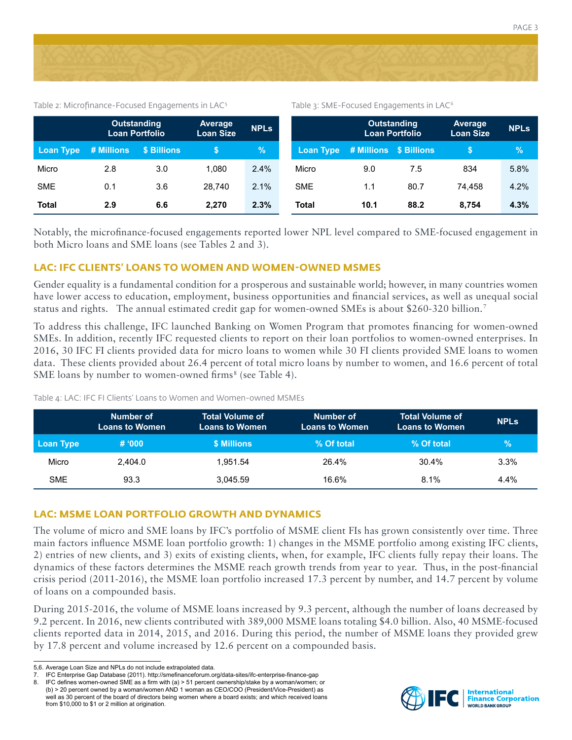Table 2: Microfinance-Focused Engagements in LAC[5]

| | Outstanding Loan Portfolio | | Average Loan Size | NPLs |
|---|---|---|---|---|
| Loan Type | # Millions | $ Billions | $ | % |
| Micro | 2.8 | 3.0 | 1,080 | 2.4% |
| SME | 0.1 | 3.6 | 28,740 | 2.1% |
| **Total** | **2.9** | **6.6** | **2,270** | **2.3%** |

Table 3: SME-Focused Engagements in LAC[6]

| | Outstanding Loan Portfolio | | Average Loan Size | NPLs |
|---|---|---|---|---|
| Loan Type | # Millions | $ Billions | $ | % |
| Micro | 9.0 | 7.5 | 834 | 5.8% |
| SME | 1.1 | 80.7 | 74,458 | 4.2% |
| **Total** | **10.1** | **88.2** | **8,754** | **4.3%** |

Notably, the microfinance-focused engagements reported lower NPL level compared to SME-focused engagement in both Micro loans and SME loans (see Tables 2 and 3).

## LAC: IFC CLIENTS' LOANS TO WOMEN AND WOMEN-OWNED MSMES

Gender equality is a fundamental condition for a prosperous and sustainable world; however, in many countries women have lower access to education, employment, business opportunities and financial services, as well as unequal social status and rights. The annual estimated credit gap for women-owned SMEs is about $260-320 billion.[7]

To address this challenge, IFC launched Banking on Women Program that promotes financing for women-owned SMEs. In addition, recently IFC requested clients to report on their loan portfolios to women-owned enterprises. In 2016, 30 IFC FI clients provided data for micro loans to women while 30 FI clients provided SME loans to women data. These clients provided about 26.4 percent of total micro loans by number to women, and 16.6 percent of total SME loans by number to women-owned firms[8] (see Table 4).

Table 4: LAC: IFC FI Clients' Loans to Women and Women-owned MSMEs

| | Number of Loans to Women | Total Volume of Loans to Women | Number of Loans to Women | Total Volume of Loans to Women | NPLs |
|---|---|---|---|---|---|
| Loan Type | # '000 | $ Millions | % Of total | % Of total | % |
| Micro | 2,404.0 | 1,951.54 | 26.4% | 30.4% | 3.3% |
| SME | 93.3 | 3,045.59 | 16.6% | 8.1% | 4.4% |

## LAC: MSME LOAN PORTFOLIO GROWTH AND DYNAMICS

The volume of micro and SME loans by IFC's portfolio of MSME client FIs has grown consistently over time. Three main factors influence MSME loan portfolio growth: 1) changes in the MSME portfolio among existing IFC clients, 2) entries of new clients, and 3) exits of existing clients, when, for example, IFC clients fully repay their loans. The dynamics of these factors determines the MSME reach growth trends from year to year. Thus, in the post-financial crisis period (2011-2016), the MSME loan portfolio increased 17.3 percent by number, and 14.7 percent by volume of loans on a compounded basis.

During 2015-2016, the volume of MSME loans increased by 9.3 percent, although the number of loans decreased by 9.2 percent. In 2016, new clients contributed with 389,000 MSME loans totaling $4.0 billion. Also, 40 MSME-focused clients reported data in 2014, 2015, and 2016. During this period, the number of MSME loans they provided grew by 17.8 percent and volume increased by 12.6 percent on a compounded basis.

---

5,6. Average Loan Size and NPLs do not include extrapolated data.
7. IFC Enterprise Gap Database (2011). http://smefinanceforum.org/data-sites/ifc-enterprise-finance-gap
8. IFC defines women-owned SME as a firm with (a) > 51 percent ownership/stake by a woman/women; or (b) > 20 percent owned by a woman/women AND 1 woman as CEO/COO (President/Vice-President) as well as 30 percent of the board of directors being women where a board exists; and which received loans from $10,000 to $1 or 2 million at origination.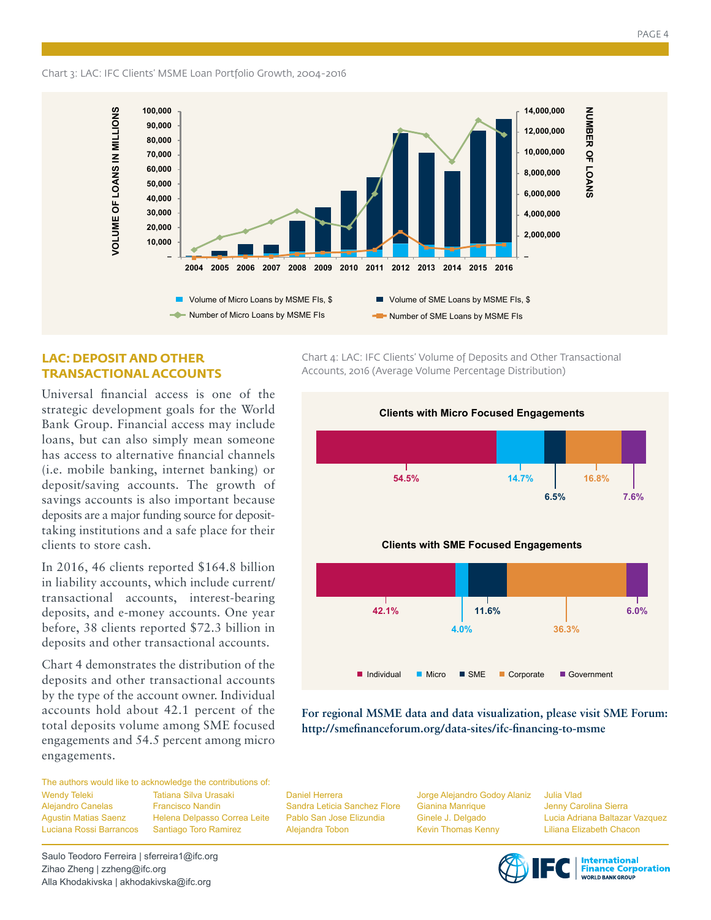Chart 3: LAC: IFC Clients' MSME Loan Portfolio Growth, 2004-2016

VOLUME OF LOANS IN MILLIONS

100,000
90,000
80,000
70,000
60,000
50,000
40,000
30,000
20,000
10,000
–

NUMBER OF LOANS

14,000,000
12,000,000
10,000,000
8,000,000
6,000,000
4,000,000
2,000,000
–

2004 2005 2006 2007 2008 2009 2010 2011 2012 2013 2014 2015 2016

Volume of Micro Loans by MSME FIs, $
Volume of SME Loans by MSME FIs, $
Number of Micro Loans by MSME FIs
Number of SME Loans by MSME FIs

## LAC: DEPOSIT AND OTHER TRANSACTIONAL ACCOUNTS

Universal financial access is one of the strategic development goals for the World Bank Group. Financial access may include loans, but can also simply mean someone has access to alternative financial channels (i.e. mobile banking, internet banking) or deposit/saving accounts. The growth of savings accounts is also important because deposits are a major funding source for deposit-taking institutions and a safe place for their clients to store cash.

In 2016, 46 clients reported $164.8 billion in liability accounts, which include current/transactional accounts, interest-bearing deposits, and e-money accounts. One year before, 38 clients reported $72.3 billion in deposits and other transactional accounts.

Chart 4 demonstrates the distribution of the deposits and other transactional accounts by the type of the account owner. Individual accounts hold about 42.1 percent of the total deposits volume among SME focused engagements and 54.5 percent among micro engagements.

Chart 4: LAC: IFC Clients' Volume of Deposits and Other Transactional Accounts, 2016 (Average Volume Percentage Distribution)

Clients with Micro Focused Engagements

54.5%
14.7%
6.5%
16.8%
7.6%

Clients with SME Focused Engagements

42.1%
4.0%
11.6%
36.3%
6.0%

Individual
Micro
SME
Corporate
Government

**For regional MSME data and data visualization, please visit SME Forum: http://smefinanceforum.org/data-sites/ifc-financing-to-msme**

The authors would like to acknowledge the contributions of:

Wendy Teleki
Alejandro Canelas
Agustin Matias Saenz
Luciana Rossi Barrancos
Tatiana Silva Urasaki
Francisco Nandin
Helena Delpasso Correa Leite
Santiago Toro Ramirez
Daniel Herrera
Sandra Leticia Sanchez Flore
Pablo San Jose Elizundia
Alejandra Tobon
Jorge Alejandro Godoy Alaniz
Gianina Manrique
Ginele J. Delgado
Kevin Thomas Kenny
Julia Vlad
Jenny Carolina Sierra
Lucia Adriana Baltazar Vazquez
Liliana Elizabeth Chacon

Saulo Teodoro Ferreira | sferreira1@ifc.org
Zihao Zheng | zzheng@ifc.org
Alla Khodakivska | akhodakivska@ifc.org

IFC International Finance Corporation WORLD BANK GROUP